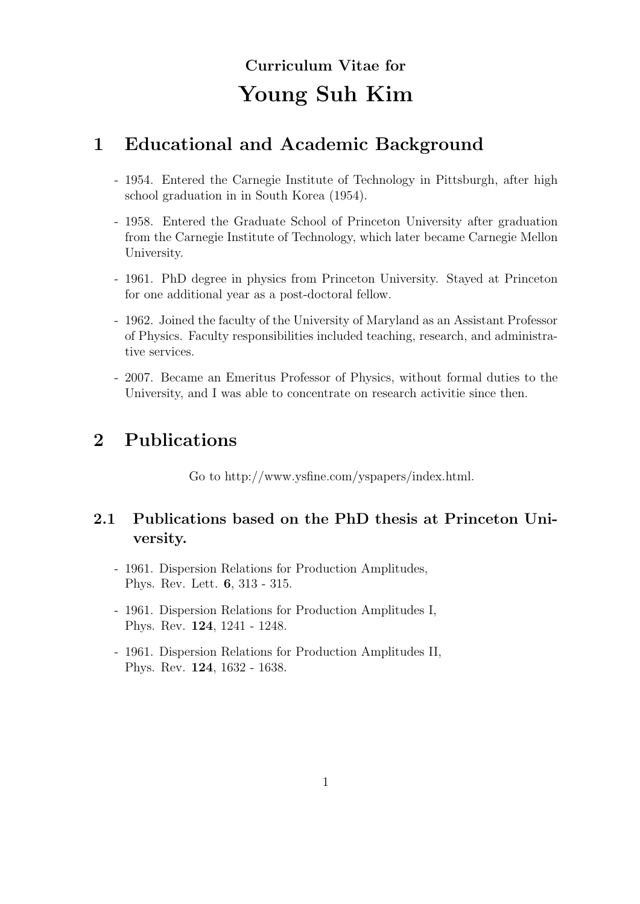**Curriculum Vitae for**

# Young Suh Kim

## 1 Educational and Academic Background

- 1954. Entered the Carnegie Institute of Technology in Pittsburgh, after high school graduation in in South Korea (1954).
- 1958. Entered the Graduate School of Princeton University after graduation from the Carnegie Institute of Technology, which later became Carnegie Mellon University.
- 1961. PhD degree in physics from Princeton University. Stayed at Princeton for one additional year as a post-doctoral fellow.
- 1962. Joined the faculty of the University of Maryland as an Assistant Professor of Physics. Faculty responsibilities included teaching, research, and administrative services.
- 2007. Became an Emeritus Professor of Physics, without formal duties to the University, and I was able to concentrate on research activitie since then.

## 2 Publications

Go to http://www.ysfine.com/yspapers/index.html.

### 2.1 Publications based on the PhD thesis at Princeton University.

- 1961. Dispersion Relations for Production Amplitudes, Phys. Rev. Lett. **6**, 313 - 315.
- 1961. Dispersion Relations for Production Amplitudes I, Phys. Rev. **124**, 1241 - 1248.
- 1961. Dispersion Relations for Production Amplitudes II, Phys. Rev. **124**, 1632 - 1638.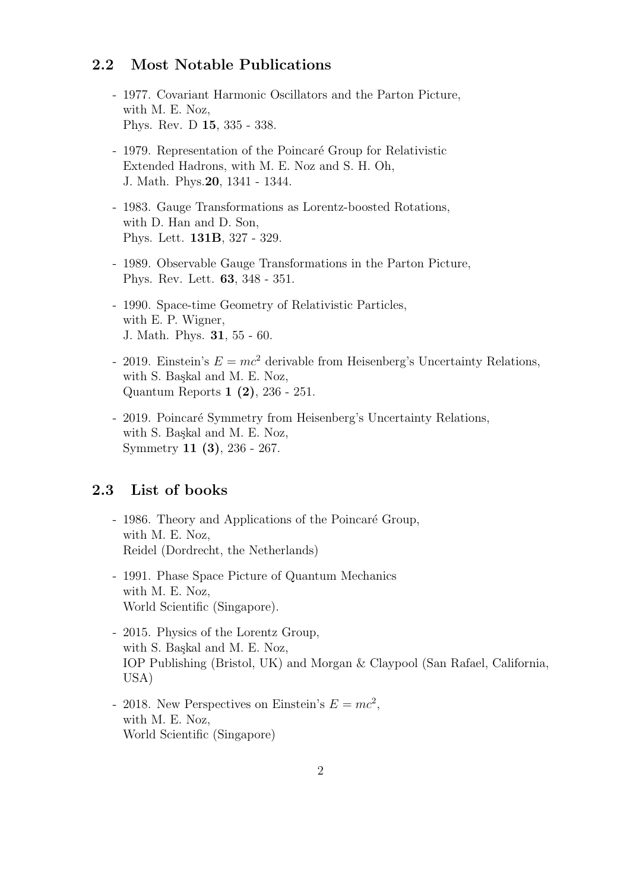## 2.2 Most Notable Publications

- 1977. Covariant Harmonic Oscillators and the Parton Picture, with M. E. Noz, Phys. Rev. D **15**, 335 - 338.
- 1979. Representation of the Poincaré Group for Relativistic Extended Hadrons, with M. E. Noz and S. H. Oh, J. Math. Phys.**20**, 1341 - 1344.
- 1983. Gauge Transformations as Lorentz-boosted Rotations, with D. Han and D. Son, Phys. Lett. **131B**, 327 - 329.
- 1989. Observable Gauge Transformations in the Parton Picture, Phys. Rev. Lett. **63**, 348 - 351.
- 1990. Space-time Geometry of Relativistic Particles, with E. P. Wigner, J. Math. Phys. **31**, 55 - 60.
- 2019. Einstein's $E = mc^2$ derivable from Heisenberg's Uncertainty Relations, with S. Başkal and M. E. Noz, Quantum Reports **1 (2)**, 236 - 251.
- 2019. Poincaré Symmetry from Heisenberg's Uncertainty Relations, with S. Başkal and M. E. Noz, Symmetry **11 (3)**, 236 - 267.

## 2.3 List of books

- 1986. Theory and Applications of the Poincaré Group, with M. E. Noz, Reidel (Dordrecht, the Netherlands)
- 1991. Phase Space Picture of Quantum Mechanics with M. E. Noz, World Scientific (Singapore).
- 2015. Physics of the Lorentz Group, with S. Başkal and M. E. Noz, IOP Publishing (Bristol, UK) and Morgan & Claypool (San Rafael, California, USA)
- 2018. New Perspectives on Einstein's $E = mc^2$, with M. E. Noz, World Scientific (Singapore)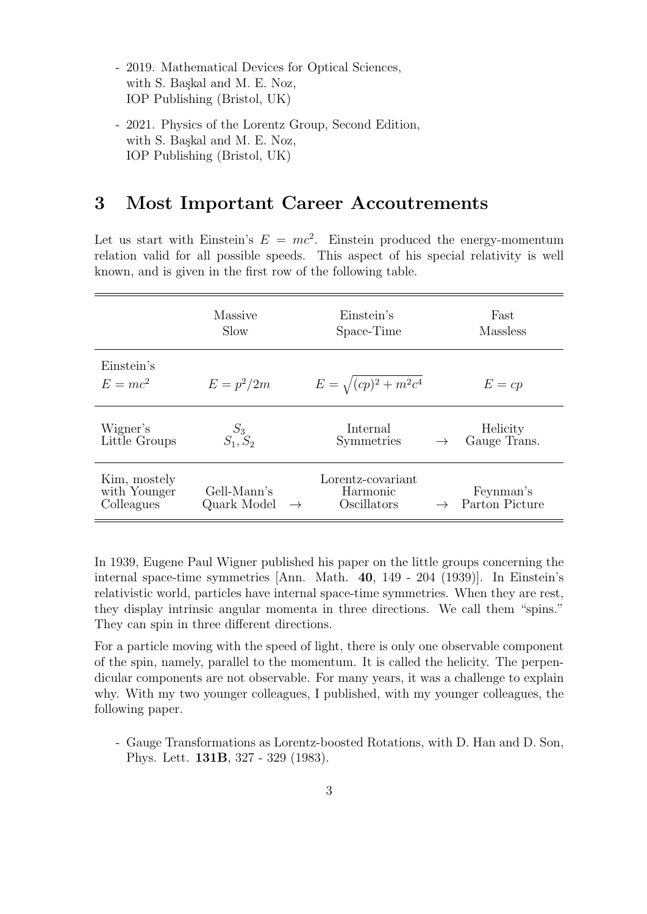- 2019. Mathematical Devices for Optical Sciences, with S. Başkal and M. E. Noz, IOP Publishing (Bristol, UK)

- 2021. Physics of the Lorentz Group, Second Edition, with S. Başkal and M. E. Noz, IOP Publishing (Bristol, UK)

## 3 Most Important Career Accoutrements

Let us start with Einstein's $E = mc^2$. Einstein produced the energy-momentum relation valid for all possible speeds. This aspect of his special relativity is well known, and is given in the first row of the following table.

| | Massive Slow | | Einstein's Space-Time | | Fast Massless |
|---|---|---|---|---|---|
| Einstein's $E = mc^2$ | $E = p^2/2m$ | | $E = \sqrt{(cp)^2 + m^2c^4}$ | | $E = cp$ |
| Wigner's Little Groups | $S_3$ $S_1, S_2$ | | Internal Symmetries | $\rightarrow$ | Helicity Gauge Trans. |
| Kim, mostely with Younger Colleagues | Gell-Mann's Quark Model | $\rightarrow$ | Lorentz-covariant Harmonic Oscillators | $\rightarrow$ | Feynman's Parton Picture |

In 1939, Eugene Paul Wigner published his paper on the little groups concerning the internal space-time symmetries [Ann. Math. **40**, 149 - 204 (1939)]. In Einstein's relativistic world, particles have internal space-time symmetries. When they are rest, they display intrinsic angular momenta in three directions. We call them "spins." They can spin in three different directions.

For a particle moving with the speed of light, there is only one observable component of the spin, namely, parallel to the momentum. It is called the helicity. The perpendicular components are not observable. For many years, it was a challenge to explain why. With my two younger colleagues, I published, with my younger colleagues, the following paper.

- Gauge Transformations as Lorentz-boosted Rotations, with D. Han and D. Son, Phys. Lett. **131B**, 327 - 329 (1983).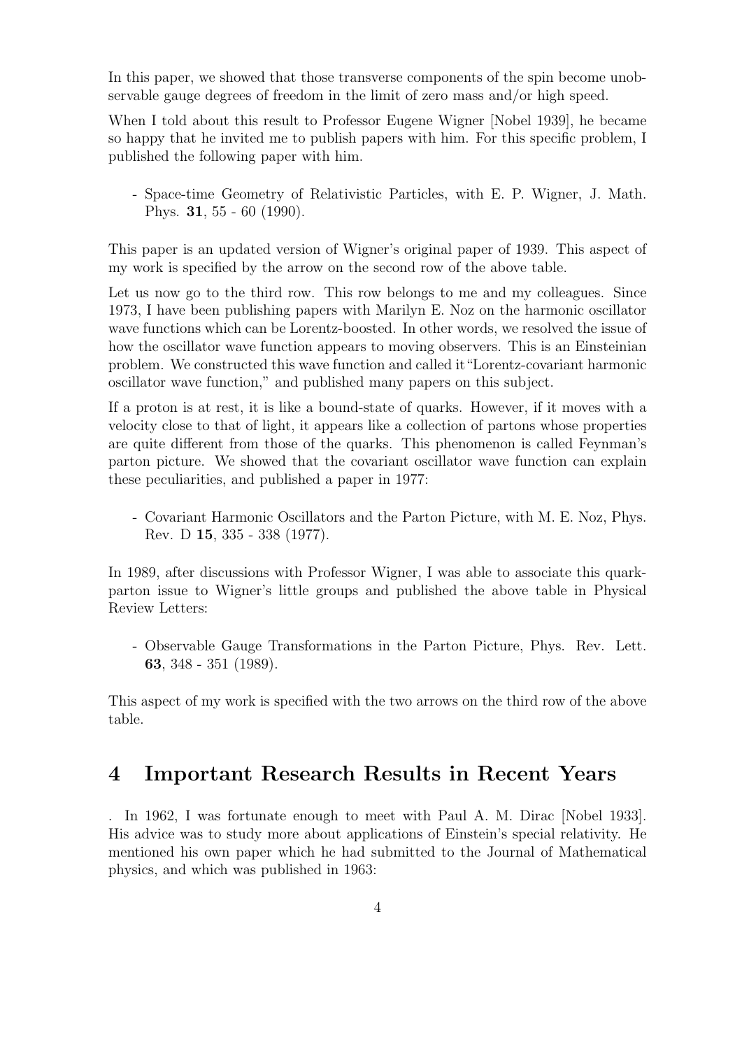In this paper, we showed that those transverse components of the spin become unobservable gauge degrees of freedom in the limit of zero mass and/or high speed.

When I told about this result to Professor Eugene Wigner [Nobel 1939], he became so happy that he invited me to publish papers with him. For this specific problem, I published the following paper with him.

- Space-time Geometry of Relativistic Particles, with E. P. Wigner, J. Math. Phys. **31**, 55 - 60 (1990).

This paper is an updated version of Wigner's original paper of 1939. This aspect of my work is specified by the arrow on the second row of the above table.

Let us now go to the third row. This row belongs to me and my colleagues. Since 1973, I have been publishing papers with Marilyn E. Noz on the harmonic oscillator wave functions which can be Lorentz-boosted. In other words, we resolved the issue of how the oscillator wave function appears to moving observers. This is an Einsteinian problem. We constructed this wave function and called it "Lorentz-covariant harmonic oscillator wave function," and published many papers on this subject.

If a proton is at rest, it is like a bound-state of quarks. However, if it moves with a velocity close to that of light, it appears like a collection of partons whose properties are quite different from those of the quarks. This phenomenon is called Feynman's parton picture. We showed that the covariant oscillator wave function can explain these peculiarities, and published a paper in 1977:

- Covariant Harmonic Oscillators and the Parton Picture, with M. E. Noz, Phys. Rev. D **15**, 335 - 338 (1977).

In 1989, after discussions with Professor Wigner, I was able to associate this quark-parton issue to Wigner's little groups and published the above table in Physical Review Letters:

- Observable Gauge Transformations in the Parton Picture, Phys. Rev. Lett. **63**, 348 - 351 (1989).

This aspect of my work is specified with the two arrows on the third row of the above table.

## 4 Important Research Results in Recent Years

. In 1962, I was fortunate enough to meet with Paul A. M. Dirac [Nobel 1933]. His advice was to study more about applications of Einstein's special relativity. He mentioned his own paper which he had submitted to the Journal of Mathematical physics, and which was published in 1963: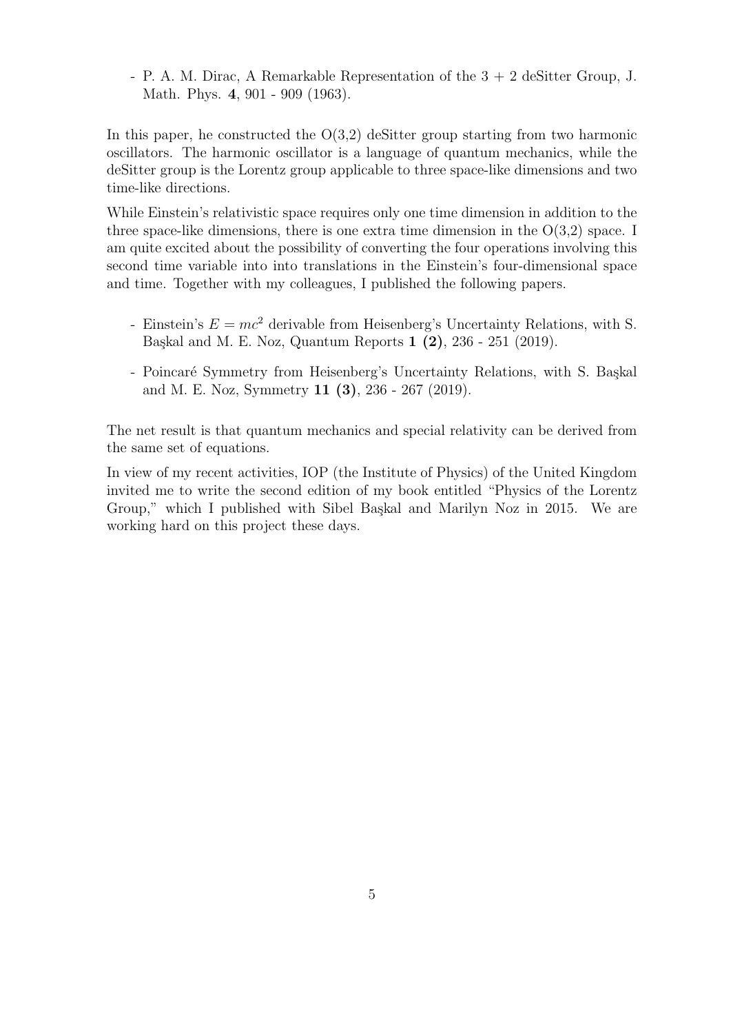- P. A. M. Dirac, A Remarkable Representation of the 3 + 2 deSitter Group, J. Math. Phys. **4**, 901 - 909 (1963).

In this paper, he constructed the O(3,2) deSitter group starting from two harmonic oscillators. The harmonic oscillator is a language of quantum mechanics, while the deSitter group is the Lorentz group applicable to three space-like dimensions and two time-like directions.

While Einstein's relativistic space requires only one time dimension in addition to the three space-like dimensions, there is one extra time dimension in the O(3,2) space. I am quite excited about the possibility of converting the four operations involving this second time variable into into translations in the Einstein's four-dimensional space and time. Together with my colleagues, I published the following papers.

- Einstein's $E = mc^2$ derivable from Heisenberg's Uncertainty Relations, with S. Başkal and M. E. Noz, Quantum Reports **1 (2)**, 236 - 251 (2019).

- Poincaré Symmetry from Heisenberg's Uncertainty Relations, with S. Başkal and M. E. Noz, Symmetry **11 (3)**, 236 - 267 (2019).

The net result is that quantum mechanics and special relativity can be derived from the same set of equations.

In view of my recent activities, IOP (the Institute of Physics) of the United Kingdom invited me to write the second edition of my book entitled "Physics of the Lorentz Group," which I published with Sibel Başkal and Marilyn Noz in 2015. We are working hard on this project these days.